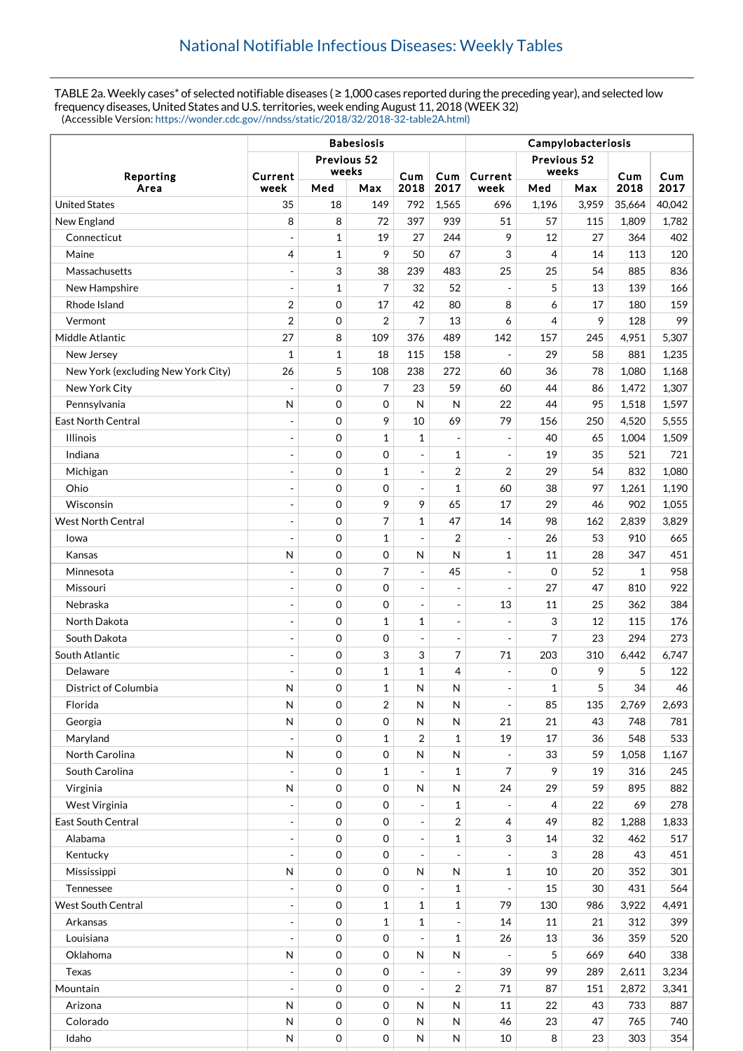# National Notifiable Infectious Diseases: Weekly Tables

TABLE 2a. Weekly cases* of selected notifiable diseases ( ≥ 1,000 cases reported during the preceding year), and selected low frequency diseases, United States and U.S. territories, week ending August 11, 2018 (WEEK 32)
(Accessible Version: https://wonder.cdc.gov//nndss/static/2018/32/2018-32-table2A.html)

| Reporting Area | Babesiosis | | | | | Campylobacteriosis | | | | |
|---|---|---|---|---|---|---|---|---|---|---|
| | Current week | Previous 52 weeks | | Cum 2018 | Cum 2017 | Current week | Previous 52 weeks | | Cum 2018 | Cum 2017 |
| | | Med | Max | | | | Med | Max | | |
| United States | 35 | 18 | 149 | 792 | 1,565 | 696 | 1,196 | 3,959 | 35,664 | 40,042 |
| New England | 8 | 8 | 72 | 397 | 939 | 51 | 57 | 115 | 1,809 | 1,782 |
| Connecticut | - | 1 | 19 | 27 | 244 | 9 | 12 | 27 | 364 | 402 |
| Maine | 4 | 1 | 9 | 50 | 67 | 3 | 4 | 14 | 113 | 120 |
| Massachusetts | - | 3 | 38 | 239 | 483 | 25 | 25 | 54 | 885 | 836 |
| New Hampshire | - | 1 | 7 | 32 | 52 | - | 5 | 13 | 139 | 166 |
| Rhode Island | 2 | 0 | 17 | 42 | 80 | 8 | 6 | 17 | 180 | 159 |
| Vermont | 2 | 0 | 2 | 7 | 13 | 6 | 4 | 9 | 128 | 99 |
| Middle Atlantic | 27 | 8 | 109 | 376 | 489 | 142 | 157 | 245 | 4,951 | 5,307 |
| New Jersey | 1 | 1 | 18 | 115 | 158 | - | 29 | 58 | 881 | 1,235 |
| New York (excluding New York City) | 26 | 5 | 108 | 238 | 272 | 60 | 36 | 78 | 1,080 | 1,168 |
| New York City | - | 0 | 7 | 23 | 59 | 60 | 44 | 86 | 1,472 | 1,307 |
| Pennsylvania | N | 0 | 0 | N | N | 22 | 44 | 95 | 1,518 | 1,597 |
| East North Central | - | 0 | 9 | 10 | 69 | 79 | 156 | 250 | 4,520 | 5,555 |
| Illinois | - | 0 | 1 | 1 | - | - | 40 | 65 | 1,004 | 1,509 |
| Indiana | - | 0 | 0 | - | 1 | - | 19 | 35 | 521 | 721 |
| Michigan | - | 0 | 1 | - | 2 | 2 | 29 | 54 | 832 | 1,080 |
| Ohio | - | 0 | 0 | - | 1 | 60 | 38 | 97 | 1,261 | 1,190 |
| Wisconsin | - | 0 | 9 | 9 | 65 | 17 | 29 | 46 | 902 | 1,055 |
| West North Central | - | 0 | 7 | 1 | 47 | 14 | 98 | 162 | 2,839 | 3,829 |
| Iowa | - | 0 | 1 | - | 2 | - | 26 | 53 | 910 | 665 |
| Kansas | N | 0 | 0 | N | N | 1 | 11 | 28 | 347 | 451 |
| Minnesota | - | 0 | 7 | - | 45 | - | 0 | 52 | 1 | 958 |
| Missouri | - | 0 | 0 | - | - | - | 27 | 47 | 810 | 922 |
| Nebraska | - | 0 | 0 | - | - | 13 | 11 | 25 | 362 | 384 |
| North Dakota | - | 0 | 1 | 1 | - | - | 3 | 12 | 115 | 176 |
| South Dakota | - | 0 | 0 | - | - | - | 7 | 23 | 294 | 273 |
| South Atlantic | - | 0 | 3 | 3 | 7 | 71 | 203 | 310 | 6,442 | 6,747 |
| Delaware | - | 0 | 1 | 1 | 4 | - | 0 | 9 | 5 | 122 |
| District of Columbia | N | 0 | 1 | N | N | - | 1 | 5 | 34 | 46 |
| Florida | N | 0 | 2 | N | N | - | 85 | 135 | 2,769 | 2,693 |
| Georgia | N | 0 | 0 | N | N | 21 | 21 | 43 | 748 | 781 |
| Maryland | - | 0 | 1 | 2 | 1 | 19 | 17 | 36 | 548 | 533 |
| North Carolina | N | 0 | 0 | N | N | - | 33 | 59 | 1,058 | 1,167 |
| South Carolina | - | 0 | 1 | - | 1 | 7 | 9 | 19 | 316 | 245 |
| Virginia | N | 0 | 0 | N | N | 24 | 29 | 59 | 895 | 882 |
| West Virginia | - | 0 | 0 | - | 1 | - | 4 | 22 | 69 | 278 |
| East South Central | - | 0 | 0 | - | 2 | 4 | 49 | 82 | 1,288 | 1,833 |
| Alabama | - | 0 | 0 | - | 1 | 3 | 14 | 32 | 462 | 517 |
| Kentucky | - | 0 | 0 | - | - | - | 3 | 28 | 43 | 451 |
| Mississippi | N | 0 | 0 | N | N | 1 | 10 | 20 | 352 | 301 |
| Tennessee | - | 0 | 0 | - | 1 | - | 15 | 30 | 431 | 564 |
| West South Central | - | 0 | 1 | 1 | 1 | 79 | 130 | 986 | 3,922 | 4,491 |
| Arkansas | - | 0 | 1 | 1 | - | 14 | 11 | 21 | 312 | 399 |
| Louisiana | - | 0 | 0 | - | 1 | 26 | 13 | 36 | 359 | 520 |
| Oklahoma | N | 0 | 0 | N | N | - | 5 | 669 | 640 | 338 |
| Texas | - | 0 | 0 | - | - | 39 | 99 | 289 | 2,611 | 3,234 |
| Mountain | - | 0 | 0 | - | 2 | 71 | 87 | 151 | 2,872 | 3,341 |
| Arizona | N | 0 | 0 | N | N | 11 | 22 | 43 | 733 | 887 |
| Colorado | N | 0 | 0 | N | N | 46 | 23 | 47 | 765 | 740 |
| Idaho | N | 0 | 0 | N | N | 10 | 8 | 23 | 303 | 354 |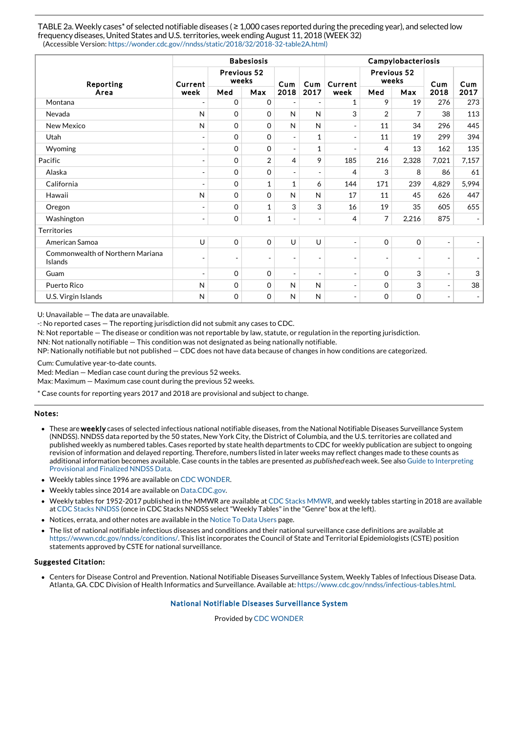TABLE 2a. Weekly cases* of selected notifiable diseases ( ≥ 1,000 cases reported during the preceding year), and selected low frequency diseases, United States and U.S. territories, week ending August 11, 2018 (WEEK 32)
(Accessible Version: https://wonder.cdc.gov//nndss/static/2018/32/2018-32-table2A.html)

| Reporting Area | Babesiosis | | | | | Campylobacteriosis | | | | |
|---|---|---|---|---|---|---|---|---|---|---|
| | Current week | Previous 52 weeks | | Cum 2018 | Cum 2017 | Current week | Previous 52 weeks | | Cum 2018 | Cum 2017 |
| | | Med | Max | | | | Med | Max | | |
| Montana | - | 0 | 0 | - | - | 1 | 9 | 19 | 276 | 273 |
| Nevada | N | 0 | 0 | N | N | 3 | 2 | 7 | 38 | 113 |
| New Mexico | N | 0 | 0 | N | N | - | 11 | 34 | 296 | 445 |
| Utah | - | 0 | 0 | - | 1 | - | 11 | 19 | 299 | 394 |
| Wyoming | - | 0 | 0 | - | 1 | - | 4 | 13 | 162 | 135 |
| Pacific | - | 0 | 2 | 4 | 9 | 185 | 216 | 2,328 | 7,021 | 7,157 |
| Alaska | - | 0 | 0 | - | - | 4 | 3 | 8 | 86 | 61 |
| California | - | 0 | 1 | 1 | 6 | 144 | 171 | 239 | 4,829 | 5,994 |
| Hawaii | N | 0 | 0 | N | N | 17 | 11 | 45 | 626 | 447 |
| Oregon | - | 0 | 1 | 3 | 3 | 16 | 19 | 35 | 605 | 655 |
| Washington | - | 0 | 1 | - | - | 4 | 7 | 2,216 | 875 | - |
| Territories | | | | | | | | | | |
| American Samoa | U | 0 | 0 | U | U | - | 0 | 0 | - | - |
| Commonwealth of Northern Mariana Islands | - | - | - | - | - | - | - | - | - | - |
| Guam | - | 0 | 0 | - | - | - | 0 | 3 | - | 3 |
| Puerto Rico | N | 0 | 0 | N | N | - | 0 | 3 | - | 38 |
| U.S. Virgin Islands | N | 0 | 0 | N | N | - | 0 | 0 | - | - |

U: Unavailable — The data are unavailable.
-: No reported cases — The reporting jurisdiction did not submit any cases to CDC.
N: Not reportable — The disease or condition was not reportable by law, statute, or regulation in the reporting jurisdiction.
NN: Not nationally notifiable — This condition was not designated as being nationally notifiable.
NP: Nationally notifiable but not published — CDC does not have data because of changes in how conditions are categorized.

Cum: Cumulative year-to-date counts.
Med: Median — Median case count during the previous 52 weeks.
Max: Maximum — Maximum case count during the previous 52 weeks.

* Case counts for reporting years 2017 and 2018 are provisional and subject to change.

### Notes:

- These are **weekly** cases of selected infectious national notifiable diseases, from the National Notifiable Diseases Surveillance System (NNDSS). NNDSS data reported by the 50 states, New York City, the District of Columbia, and the U.S. territories are collated and published weekly as numbered tables. Cases reported by state health departments to CDC for weekly publication are subject to ongoing revision of information and delayed reporting. Therefore, numbers listed in later weeks may reflect changes made to these counts as additional information becomes available. Case counts in the tables are presented *as published* each week. See also Guide to Interpreting Provisional and Finalized NNDSS Data.
- Weekly tables since 1996 are available on CDC WONDER.
- Weekly tables since 2014 are available on Data.CDC.gov.
- Weekly tables for 1952-2017 published in the MMWR are available at CDC Stacks MMWR, and weekly tables starting in 2018 are available at CDC Stacks NNDSS (once in CDC Stacks NNDSS select "Weekly Tables" in the "Genre" box at the left).
- Notices, errata, and other notes are available in the Notice To Data Users page.
- The list of national notifiable infectious diseases and conditions and their national surveillance case definitions are available at https://wwwn.cdc.gov/nndss/conditions/. This list incorporates the Council of State and Territorial Epidemiologists (CSTE) position statements approved by CSTE for national surveillance.

### Suggested Citation:

- Centers for Disease Control and Prevention. National Notifiable Diseases Surveillance System, Weekly Tables of Infectious Disease Data. Atlanta, GA. CDC Division of Health Informatics and Surveillance. Available at: https://www.cdc.gov/nndss/infectious-tables.html.

National Notifiable Diseases Surveillance System

Provided by CDC WONDER